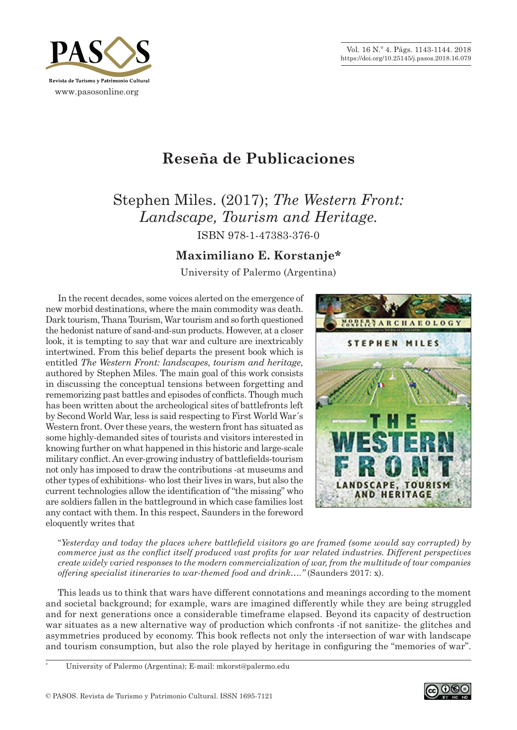# Reseña de Publicaciones

## Stephen Miles. (2017); *The Western Front: Landscape, Tourism and Heritage.*

ISBN 978-1-47383-376-0

**Maximiliano E. Korstanje***

University of Palermo (Argentina)

In the recent decades, some voices alerted on the emergence of new morbid destinations, where the main commodity was death. Dark tourism, Thana Tourism, War tourism and so forth questioned the hedonist nature of sand-and-sun products. However, at a closer look, it is tempting to say that war and culture are inextricably intertwined. From this belief departs the present book which is entitled *The Western Front: landscapes, tourism and heritage,* authored by Stephen Miles. The main goal of this work consists in discussing the conceptual tensions between forgetting and rememorizing past battles and episodes of conflicts. Though much has been written about the archeological sites of battlefronts left by Second World War, less is said respecting to First World War´s Western front. Over these years, the western front has situated as some highly-demanded sites of tourists and visitors interested in knowing further on what happened in this historic and large-scale military conflict. An ever-growing industry of battlefields-tourism not only has imposed to draw the contributions -at museums and other types of exhibitions- who lost their lives in wars, but also the current technologies allow the identification of "the missing" who are soldiers fallen in the battleground in which case families lost any contact with them. In this respect, Saunders in the foreword eloquently writes that

> "*Yesterday and today the places where battlefield visitors go are framed (some would say corrupted) by commerce just as the conflict itself produced vast profits for war related industries. Different perspectives create widely varied responses to the modern commercialization of war, from the multitude of tour companies offering specialist itineraries to war-themed food and drink…."* (Saunders 2017: x).

This leads us to think that wars have different connotations and meanings according to the moment and societal background; for example, wars are imagined differently while they are being struggled and for next generations once a considerable timeframe elapsed. Beyond its capacity of destruction war situates as a new alternative way of production which confronts -if not sanitize- the glitches and asymmetries produced by economy. This book reflects not only the intersection of war with landscape and tourism consumption, but also the role played by heritage in configuring the "memories of war".

\* University of Palermo (Argentina); E-mail: mkorst@palermo.edu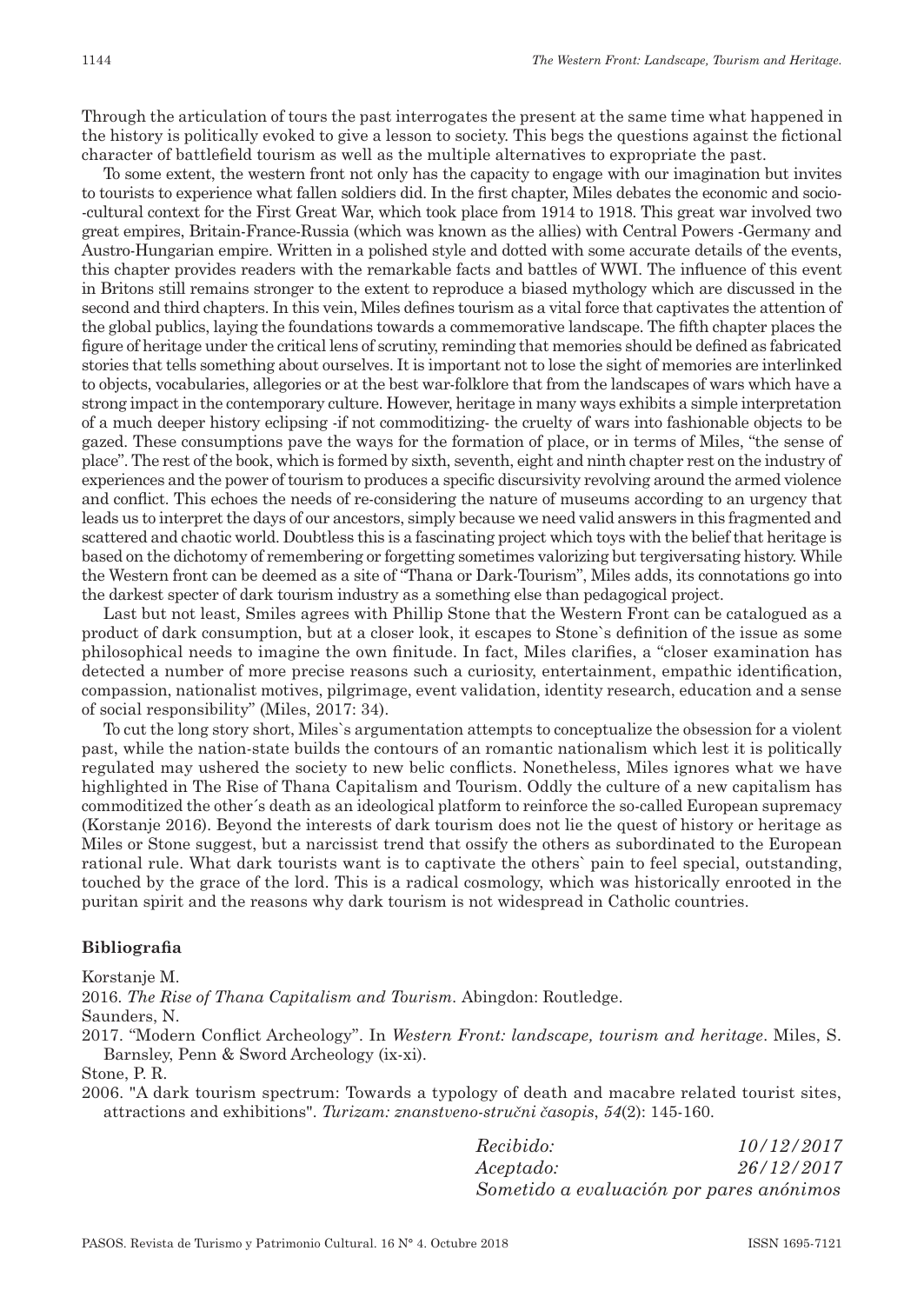Through the articulation of tours the past interrogates the present at the same time what happened in the history is politically evoked to give a lesson to society. This begs the questions against the fictional character of battlefield tourism as well as the multiple alternatives to expropriate the past.

To some extent, the western front not only has the capacity to engage with our imagination but invites to tourists to experience what fallen soldiers did. In the first chapter, Miles debates the economic and socio--cultural context for the First Great War, which took place from 1914 to 1918. This great war involved two great empires, Britain-France-Russia (which was known as the allies) with Central Powers -Germany and Austro-Hungarian empire. Written in a polished style and dotted with some accurate details of the events, this chapter provides readers with the remarkable facts and battles of WWI. The influence of this event in Britons still remains stronger to the extent to reproduce a biased mythology which are discussed in the second and third chapters. In this vein, Miles defines tourism as a vital force that captivates the attention of the global publics, laying the foundations towards a commemorative landscape. The fifth chapter places the figure of heritage under the critical lens of scrutiny, reminding that memories should be defined as fabricated stories that tells something about ourselves. It is important not to lose the sight of memories are interlinked to objects, vocabularies, allegories or at the best war-folklore that from the landscapes of wars which have a strong impact in the contemporary culture. However, heritage in many ways exhibits a simple interpretation of a much deeper history eclipsing -if not commoditizing- the cruelty of wars into fashionable objects to be gazed. These consumptions pave the ways for the formation of place, or in terms of Miles, "the sense of place". The rest of the book, which is formed by sixth, seventh, eight and ninth chapter rest on the industry of experiences and the power of tourism to produces a specific discursivity revolving around the armed violence and conflict. This echoes the needs of re-considering the nature of museums according to an urgency that leads us to interpret the days of our ancestors, simply because we need valid answers in this fragmented and scattered and chaotic world. Doubtless this is a fascinating project which toys with the belief that heritage is based on the dichotomy of remembering or forgetting sometimes valorizing but tergiversating history. While the Western front can be deemed as a site of "Thana or Dark-Tourism", Miles adds, its connotations go into the darkest specter of dark tourism industry as a something else than pedagogical project.

Last but not least, Smiles agrees with Phillip Stone that the Western Front can be catalogued as a product of dark consumption, but at a closer look, it escapes to Stone`s definition of the issue as some philosophical needs to imagine the own finitude. In fact, Miles clarifies, a "closer examination has detected a number of more precise reasons such a curiosity, entertainment, empathic identification, compassion, nationalist motives, pilgrimage, event validation, identity research, education and a sense of social responsibility" (Miles, 2017: 34).

To cut the long story short, Miles`s argumentation attempts to conceptualize the obsession for a violent past, while the nation-state builds the contours of an romantic nationalism which lest it is politically regulated may ushered the society to new belic conflicts. Nonetheless, Miles ignores what we have highlighted in The Rise of Thana Capitalism and Tourism. Oddly the culture of a new capitalism has commoditized the other´s death as an ideological platform to reinforce the so-called European supremacy (Korstanje 2016). Beyond the interests of dark tourism does not lie the quest of history or heritage as Miles or Stone suggest, but a narcissist trend that ossify the others as subordinated to the European rational rule. What dark tourists want is to captivate the others` pain to feel special, outstanding, touched by the grace of the lord. This is a radical cosmology, which was historically enrooted in the puritan spirit and the reasons why dark tourism is not widespread in Catholic countries.

## Bibliografia

Korstanje M.
2016. *The Rise of Thana Capitalism and Tourism*. Abingdon: Routledge.

Saunders, N.
2017. "Modern Conflict Archeology". In *Western Front: landscape, tourism and heritage*. Miles, S. Barnsley, Penn & Sword Archeology (ix-xi).

Stone, P. R.
2006. "A dark tourism spectrum: Towards a typology of death and macabre related tourist sites, attractions and exhibitions". *Turizam: znanstveno-stručni časopis*, *54*(2): 145-160.

*Recibido:* *10/12/2017*
*Aceptado:* *26/12/2017*
*Sometido a evaluación por pares anónimos*